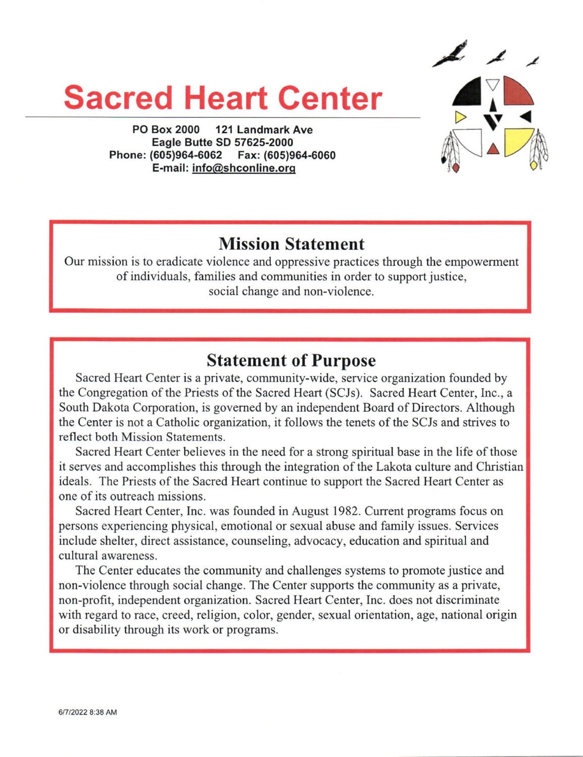# Sacred Heart Center

PO Box 2000    121 Landmark Ave
Eagle Butte SD 57625-2000
Phone: (605)964-6062    Fax: (605)964-6060
E-mail: info@shconline.org

## Mission Statement

Our mission is to eradicate violence and oppressive practices through the empowerment of individuals, families and communities in order to support justice, social change and non-violence.

## Statement of Purpose

Sacred Heart Center is a private, community-wide, service organization founded by the Congregation of the Priests of the Sacred Heart (SCJs). Sacred Heart Center, Inc., a South Dakota Corporation, is governed by an independent Board of Directors. Although the Center is not a Catholic organization, it follows the tenets of the SCJs and strives to reflect both Mission Statements.

Sacred Heart Center believes in the need for a strong spiritual base in the life of those it serves and accomplishes this through the integration of the Lakota culture and Christian ideals. The Priests of the Sacred Heart continue to support the Sacred Heart Center as one of its outreach missions.

Sacred Heart Center, Inc. was founded in August 1982. Current programs focus on persons experiencing physical, emotional or sexual abuse and family issues. Services include shelter, direct assistance, counseling, advocacy, education and spiritual and cultural awareness.

The Center educates the community and challenges systems to promote justice and non-violence through social change. The Center supports the community as a private, non-profit, independent organization. Sacred Heart Center, Inc. does not discriminate with regard to race, creed, religion, color, gender, sexual orientation, age, national origin or disability through its work or programs.

6/7/2022 8:38 AM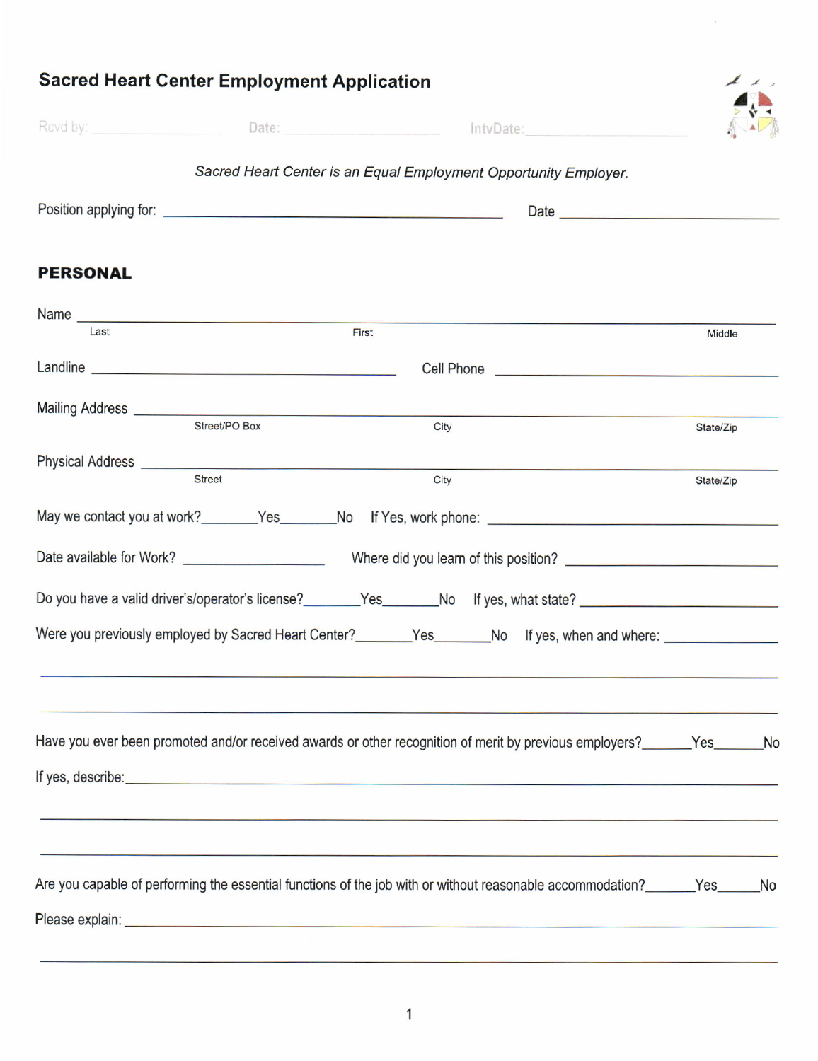## Sacred Heart Center Employment Application

Rcvd by: ________________ Date: ________________ IntvDate: ________________

*Sacred Heart Center is an Equal Employment Opportunity Employer.*

Position applying for: ______________________________ Date ________________

### PERSONAL

Name ____________________________________________________________
Last First Middle

Landline ______________________________ Cell Phone ______________________________

Mailing Address ____________________________________________________________
Street/PO Box City State/Zip

Physical Address ____________________________________________________________
Street City State/Zip

May we contact you at work?_______Yes_______No If Yes, work phone: ______________________________

Date available for Work? ________________ Where did you learn of this position? ______________________________

Do you have a valid driver's/operator's license?_______Yes_______No If yes, what state? ______________________________

Were you previously employed by Sacred Heart Center?_______Yes_______No If yes, when and where: ________________

____________________________________________________________

____________________________________________________________

Have you ever been promoted and/or received awards or other recognition of merit by previous employers?_______Yes_______No

If yes, describe:____________________________________________________________

____________________________________________________________

____________________________________________________________

Are you capable of performing the essential functions of the job with or without reasonable accommodation?_______Yes_______No

Please explain: ____________________________________________________________

____________________________________________________________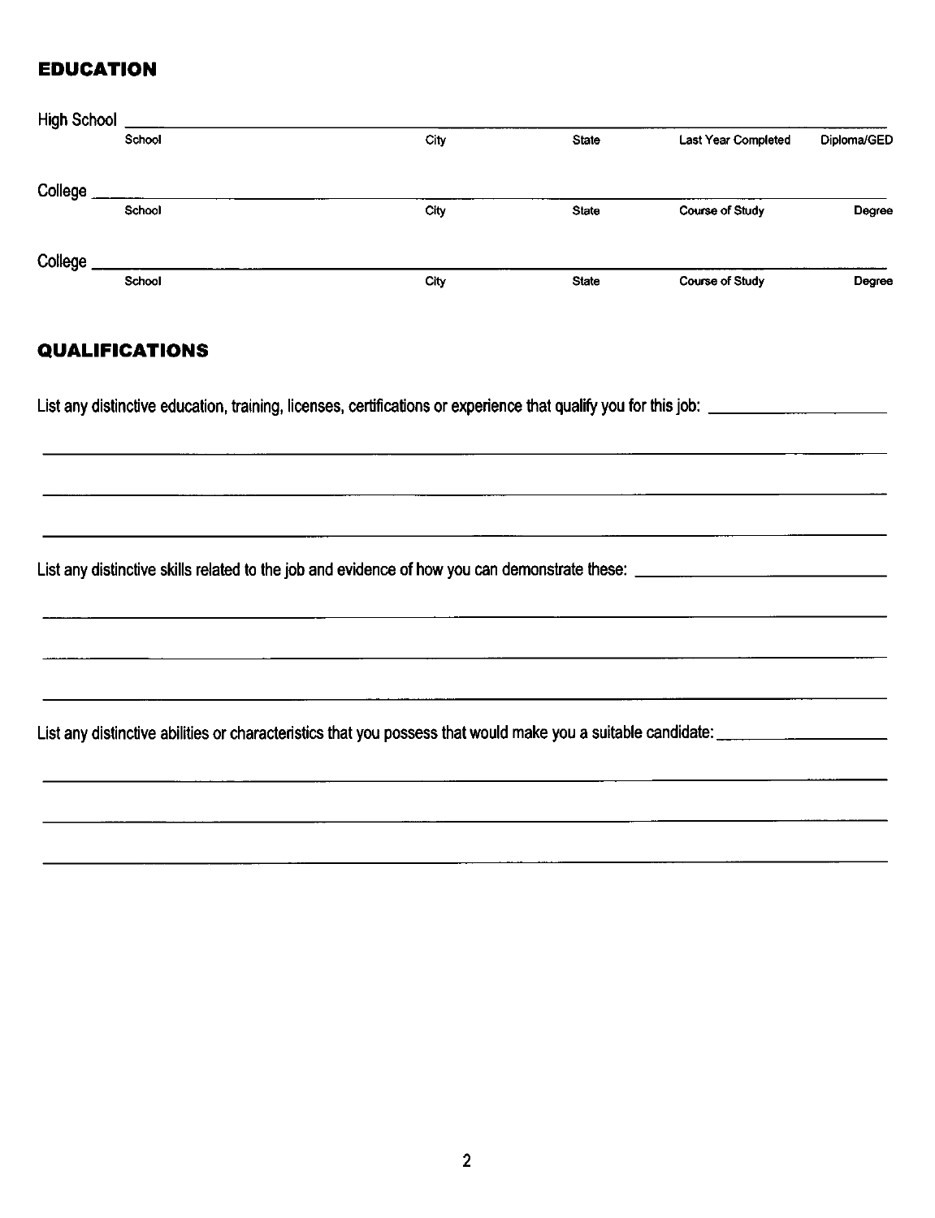## EDUCATION

| | School | City | State | Last Year Completed | Diploma/GED |
|---|---|---|---|---|---|
| High School | | | | | |

| | School | City | State | Course of Study | Degree |
|---|---|---|---|---|---|
| College | | | | | |
| College | | | | | |

## QUALIFICATIONS

List any distinctive education, training, licenses, certifications or experience that qualify you for this job: \_\_\_\_\_\_\_\_\_\_\_\_\_\_\_\_\_\_\_\_

\_\_\_\_\_\_\_\_\_\_\_\_\_\_\_\_\_\_\_\_\_\_\_\_\_\_\_\_\_\_\_\_\_\_\_\_\_\_\_\_\_\_\_\_\_\_\_\_\_\_\_\_\_\_\_\_\_\_\_\_\_\_\_\_\_\_\_\_\_\_\_\_\_\_\_\_\_\_

\_\_\_\_\_\_\_\_\_\_\_\_\_\_\_\_\_\_\_\_\_\_\_\_\_\_\_\_\_\_\_\_\_\_\_\_\_\_\_\_\_\_\_\_\_\_\_\_\_\_\_\_\_\_\_\_\_\_\_\_\_\_\_\_\_\_\_\_\_\_\_\_\_\_\_\_\_\_

\_\_\_\_\_\_\_\_\_\_\_\_\_\_\_\_\_\_\_\_\_\_\_\_\_\_\_\_\_\_\_\_\_\_\_\_\_\_\_\_\_\_\_\_\_\_\_\_\_\_\_\_\_\_\_\_\_\_\_\_\_\_\_\_\_\_\_\_\_\_\_\_\_\_\_\_\_\_

List any distinctive skills related to the job and evidence of how you can demonstrate these: \_\_\_\_\_\_\_\_\_\_\_\_\_\_\_\_\_\_\_\_\_\_\_\_\_\_\_\_

\_\_\_\_\_\_\_\_\_\_\_\_\_\_\_\_\_\_\_\_\_\_\_\_\_\_\_\_\_\_\_\_\_\_\_\_\_\_\_\_\_\_\_\_\_\_\_\_\_\_\_\_\_\_\_\_\_\_\_\_\_\_\_\_\_\_\_\_\_\_\_\_\_\_\_\_\_\_

\_\_\_\_\_\_\_\_\_\_\_\_\_\_\_\_\_\_\_\_\_\_\_\_\_\_\_\_\_\_\_\_\_\_\_\_\_\_\_\_\_\_\_\_\_\_\_\_\_\_\_\_\_\_\_\_\_\_\_\_\_\_\_\_\_\_\_\_\_\_\_\_\_\_\_\_\_\_

\_\_\_\_\_\_\_\_\_\_\_\_\_\_\_\_\_\_\_\_\_\_\_\_\_\_\_\_\_\_\_\_\_\_\_\_\_\_\_\_\_\_\_\_\_\_\_\_\_\_\_\_\_\_\_\_\_\_\_\_\_\_\_\_\_\_\_\_\_\_\_\_\_\_\_\_\_\_

List any distinctive abilities or characteristics that you possess that would make you a suitable candidate: \_\_\_\_\_\_\_\_\_\_\_\_\_\_\_\_\_\_\_\_

\_\_\_\_\_\_\_\_\_\_\_\_\_\_\_\_\_\_\_\_\_\_\_\_\_\_\_\_\_\_\_\_\_\_\_\_\_\_\_\_\_\_\_\_\_\_\_\_\_\_\_\_\_\_\_\_\_\_\_\_\_\_\_\_\_\_\_\_\_\_\_\_\_\_\_\_\_\_

\_\_\_\_\_\_\_\_\_\_\_\_\_\_\_\_\_\_\_\_\_\_\_\_\_\_\_\_\_\_\_\_\_\_\_\_\_\_\_\_\_\_\_\_\_\_\_\_\_\_\_\_\_\_\_\_\_\_\_\_\_\_\_\_\_\_\_\_\_\_\_\_\_\_\_\_\_\_

\_\_\_\_\_\_\_\_\_\_\_\_\_\_\_\_\_\_\_\_\_\_\_\_\_\_\_\_\_\_\_\_\_\_\_\_\_\_\_\_\_\_\_\_\_\_\_\_\_\_\_\_\_\_\_\_\_\_\_\_\_\_\_\_\_\_\_\_\_\_\_\_\_\_\_\_\_\_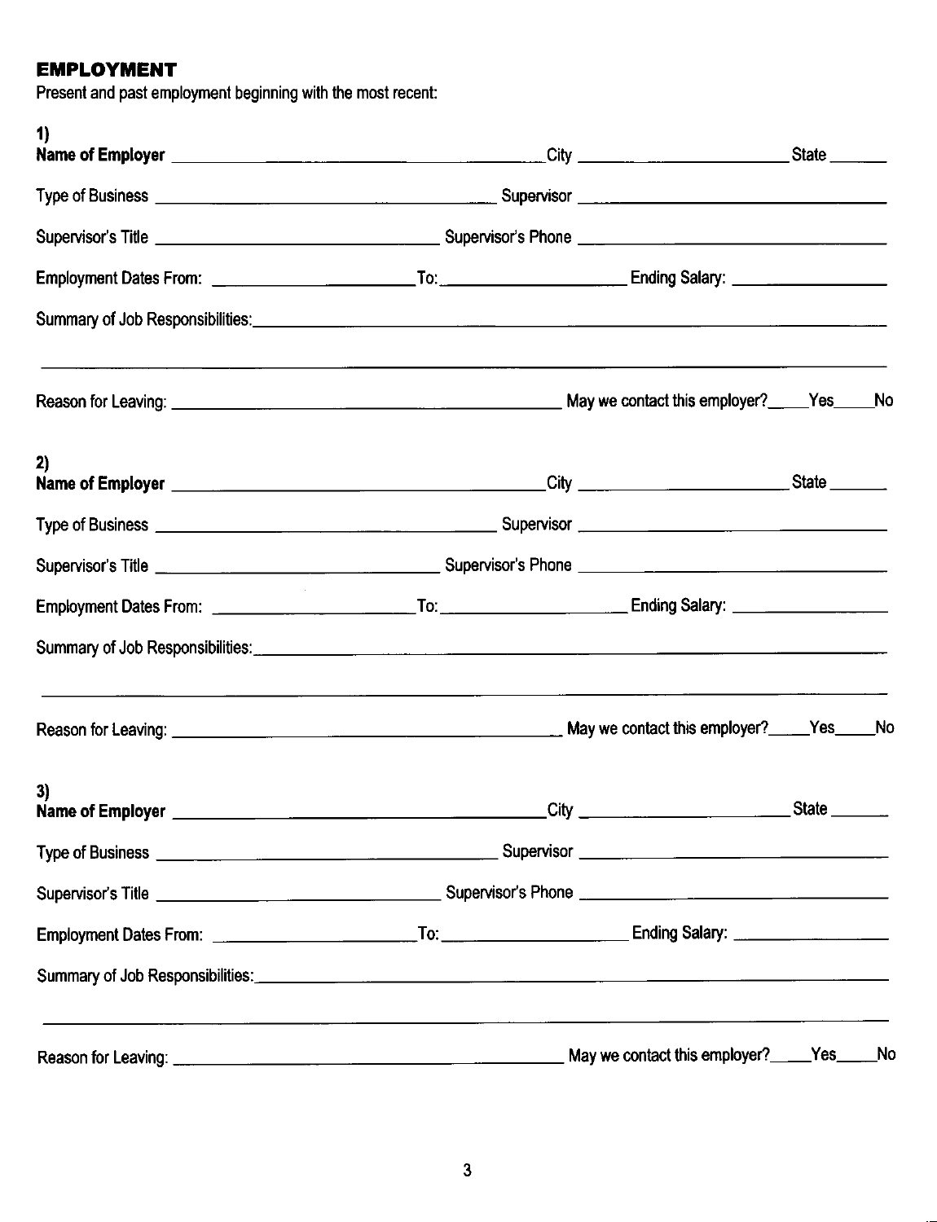## EMPLOYMENT

Present and past employment beginning with the most recent:

**1)**

**Name of Employer** ______________________________ City ____________________ State ______

Type of Business ______________________________ Supervisor ______________________________

Supervisor's Title ______________________________ Supervisor's Phone ______________________________

Employment Dates From: ____________________ To: ____________________ Ending Salary: ________________

Summary of Job Responsibilities: ______________________________________________________________

______________________________________________________________________________

Reason for Leaving: ______________________________ May we contact this employer? \_\_\_\_Yes \_\_\_\_No

**2)**

**Name of Employer** ______________________________ City ____________________ State ______

Type of Business ______________________________ Supervisor ______________________________

Supervisor's Title ______________________________ Supervisor's Phone ______________________________

Employment Dates From: ____________________ To: ____________________ Ending Salary: ________________

Summary of Job Responsibilities: ______________________________________________________________

______________________________________________________________________________

Reason for Leaving: ______________________________ May we contact this employer? \_\_\_\_Yes \_\_\_\_No

**3)**

**Name of Employer** ______________________________ City ____________________ State ______

Type of Business ______________________________ Supervisor ______________________________

Supervisor's Title ______________________________ Supervisor's Phone ______________________________

Employment Dates From: ____________________ To: ____________________ Ending Salary: ________________

Summary of Job Responsibilities: ______________________________________________________________

______________________________________________________________________________

Reason for Leaving: ______________________________ May we contact this employer? \_\_\_\_Yes \_\_\_\_No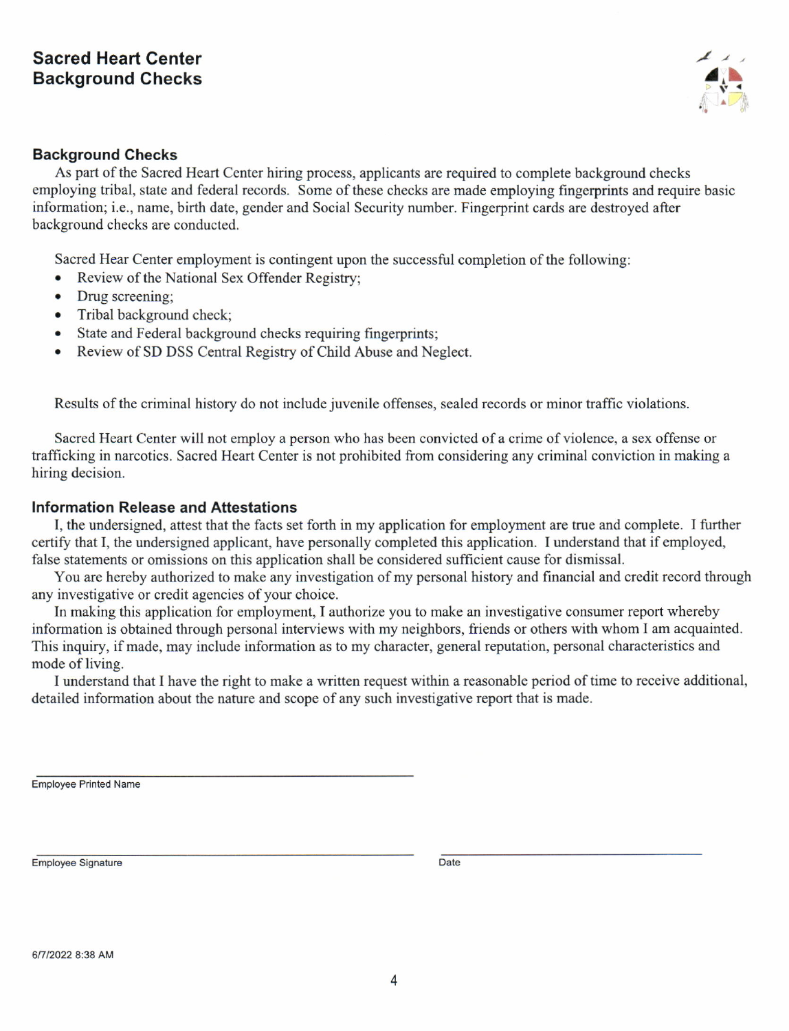# Sacred Heart Center
# Background Checks

## Background Checks

As part of the Sacred Heart Center hiring process, applicants are required to complete background checks employing tribal, state and federal records. Some of these checks are made employing fingerprints and require basic information; i.e., name, birth date, gender and Social Security number. Fingerprint cards are destroyed after background checks are conducted.

Sacred Hear Center employment is contingent upon the successful completion of the following:

- Review of the National Sex Offender Registry;
- Drug screening;
- Tribal background check;
- State and Federal background checks requiring fingerprints;
- Review of SD DSS Central Registry of Child Abuse and Neglect.

Results of the criminal history do not include juvenile offenses, sealed records or minor traffic violations.

Sacred Heart Center will not employ a person who has been convicted of a crime of violence, a sex offense or trafficking in narcotics. Sacred Heart Center is not prohibited from considering any criminal conviction in making a hiring decision.

## Information Release and Attestations

I, the undersigned, attest that the facts set forth in my application for employment are true and complete. I further certify that I, the undersigned applicant, have personally completed this application. I understand that if employed, false statements or omissions on this application shall be considered sufficient cause for dismissal.

You are hereby authorized to make any investigation of my personal history and financial and credit record through any investigative or credit agencies of your choice.

In making this application for employment, I authorize you to make an investigative consumer report whereby information is obtained through personal interviews with my neighbors, friends or others with whom I am acquainted. This inquiry, if made, may include information as to my character, general reputation, personal characteristics and mode of living.

I understand that I have the right to make a written request within a reasonable period of time to receive additional, detailed information about the nature and scope of any such investigative report that is made.

\_\_\_\_\_\_\_\_\_\_\_\_\_\_\_\_\_\_\_\_\_\_\_\_\_\_\_\_\_\_\_\_\_\_\_\_\_\_\_\_
Employee Printed Name

\_\_\_\_\_\_\_\_\_\_\_\_\_\_\_\_\_\_\_\_\_\_\_\_\_\_\_\_\_\_\_\_\_\_\_\_\_\_\_\_ \_\_\_\_\_\_\_\_\_\_\_\_\_\_\_\_\_\_\_\_\_\_\_\_
Employee Signature Date

6/7/2022 8:38 AM